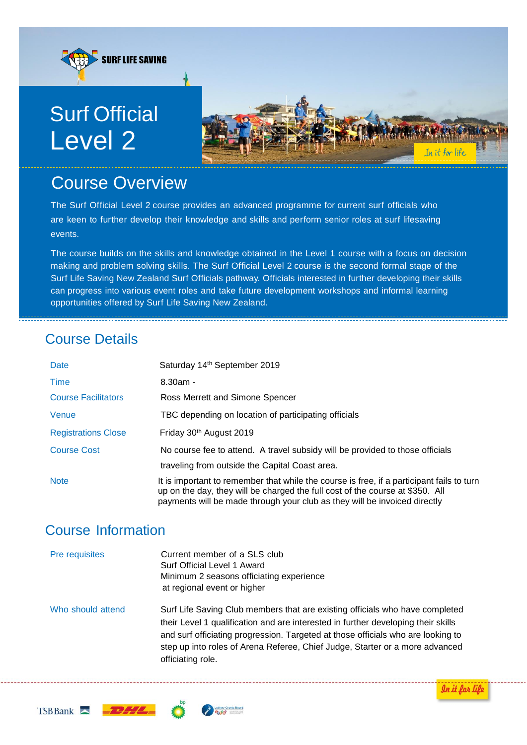SURF LIFE SAVING

# Surf Official Level 2

## Course Overview

The Surf Official Level 2 course provides an advanced programme for current surf officials who are keen to further develop their knowledge and skills and perform senior roles at surf lifesaving events.

The course builds on the skills and knowledge obtained in the Level 1 course with a focus on decision making and problem solving skills. The Surf Official Level 2 course is the second formal stage of the Surf Life Saving New Zealand Surf Officials pathway. Officials interested in further developing their skills can progress into various event roles and take future development workshops and informal learning opportunities offered by Surf Life Saving New Zealand.

## Course Details

| | |
|---|---|
| Date | Saturday 14th September 2019 |
| Time | 8.30am - |
| Course Facilitators | Ross Merrett and Simone Spencer |
| Venue | TBC depending on location of participating officials |
| Registrations Close | Friday 30th August 2019 |
| Course Cost | No course fee to attend. A travel subsidy will be provided to those officials traveling from outside the Capital Coast area. |
| Note | It is important to remember that while the course is free, if a participant fails to turn up on the day, they will be charged the full cost of the course at $350. All payments will be made through your club as they will be invoiced directly |

## Course Information

| | |
|---|---|
| Pre requisites | Current member of a SLS club<br>Surf Official Level 1 Award<br>Minimum 2 seasons officiating experience at regional event or higher |
| Who should attend | Surf Life Saving Club members that are existing officials who have completed their Level 1 qualification and are interested in further developing their skills and surf officiating progression. Targeted at those officials who are looking to step up into roles of Arena Referee, Chief Judge, Starter or a more advanced officiating role. |

*In it for life*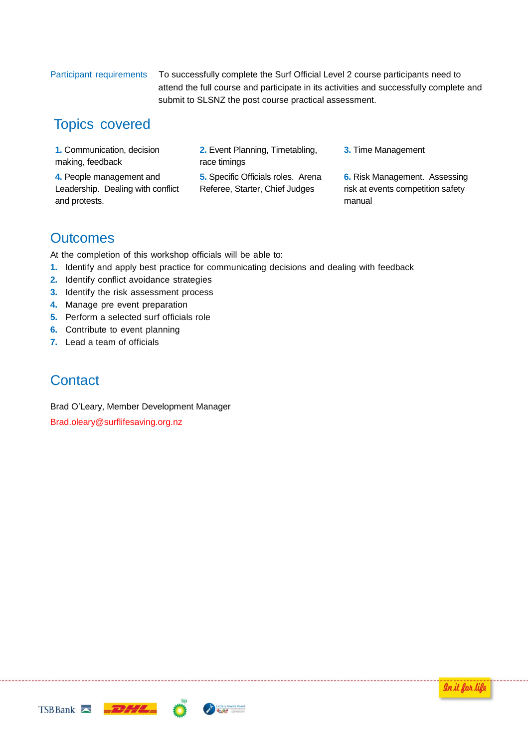Participant requirements

To successfully complete the Surf Official Level 2 course participants need to attend the full course and participate in its activities and successfully complete and submit to SLSNZ the post course practical assessment.

## Topics covered

**1.** Communication, decision making, feedback

**2.** Event Planning, Timetabling, race timings

**3.** Time Management

**4.** People management and Leadership. Dealing with conflict and protests.

**5.** Specific Officials roles. Arena Referee, Starter, Chief Judges

**6.** Risk Management. Assessing risk at events competition safety manual

## Outcomes

At the completion of this workshop officials will be able to:

1. Identify and apply best practice for communicating decisions and dealing with feedback
2. Identify conflict avoidance strategies
3. Identify the risk assessment process
4. Manage pre event preparation
5. Perform a selected surf officials role
6. Contribute to event planning
7. Lead a team of officials

## Contact

Brad O'Leary, Member Development Manager

Brad.oleary@surflifesaving.org.nz

In it for life